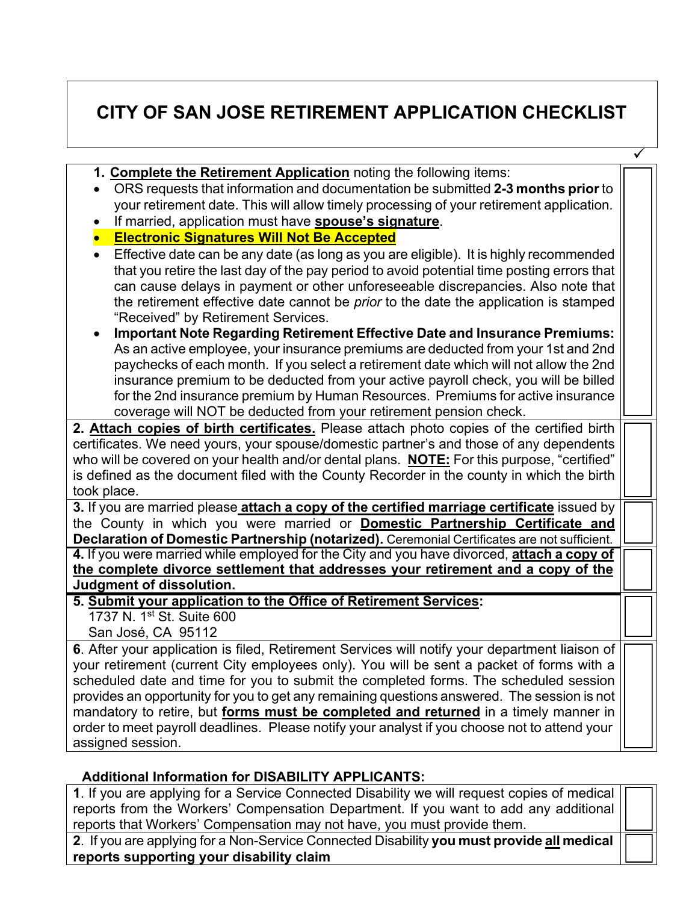# CITY OF SAN JOSE RETIREMENT APPLICATION CHECKLIST

| | ✓ |
|---|---|
| **1. Complete the Retirement Application** noting the following items:<br>• ORS requests that information and documentation be submitted **2-3 months prior** to your retirement date. This will allow timely processing of your retirement application.<br>• If married, application must have **spouse's signature**.<br>• **Electronic Signatures Will Not Be Accepted**<br>• Effective date can be any date (as long as you are eligible). It is highly recommended that you retire the last day of the pay period to avoid potential time posting errors that can cause delays in payment or other unforeseeable discrepancies. Also note that the retirement effective date cannot be *prior* to the date the application is stamped "Received" by Retirement Services.<br>• **Important Note Regarding Retirement Effective Date and Insurance Premiums:** As an active employee, your insurance premiums are deducted from your 1st and 2nd paychecks of each month. If you select a retirement date which will not allow the 2nd insurance premium to be deducted from your active payroll check, you will be billed for the 2nd insurance premium by Human Resources. Premiums for active insurance coverage will NOT be deducted from your retirement pension check. | ☐ |
| **2. Attach copies of birth certificates.** Please attach photo copies of the certified birth certificates. We need yours, your spouse/domestic partner's and those of any dependents who will be covered on your health and/or dental plans. **NOTE:** For this purpose, "certified" is defined as the document filed with the County Recorder in the county in which the birth took place. | ☐ |
| **3.** If you are married please **attach a copy of the certified marriage certificate** issued by the County in which you were married or **Domestic Partnership Certificate and Declaration of Domestic Partnership (notarized).** Ceremonial Certificates are not sufficient. | ☐ |
| **4.** If you were married while employed for the City and you have divorced, **attach a copy of the complete divorce settlement that addresses your retirement and a copy of the Judgment of dissolution.** | ☐ |
| **5. Submit your application to the Office of Retirement Services:**<br>1737 N. 1st St. Suite 600<br>San José, CA 95112 | ☐ |
| **6**. After your application is filed, Retirement Services will notify your department liaison of your retirement (current City employees only). You will be sent a packet of forms with a scheduled date and time for you to submit the completed forms. The scheduled session provides an opportunity for you to get any remaining questions answered. The session is not mandatory to retire, but **forms must be completed and returned** in a timely manner in order to meet payroll deadlines. Please notify your analyst if you choose not to attend your assigned session. | ☐ |

## Additional Information for DISABILITY APPLICANTS:

| | |
|---|---|
| **1**. If you are applying for a Service Connected Disability we will request copies of medical reports from the Workers' Compensation Department. If you want to add any additional reports that Workers' Compensation may not have, you must provide them. | ☐ |
| **2**. If you are applying for a Non-Service Connected Disability **you must provide all medical reports supporting your disability claim** | ☐ |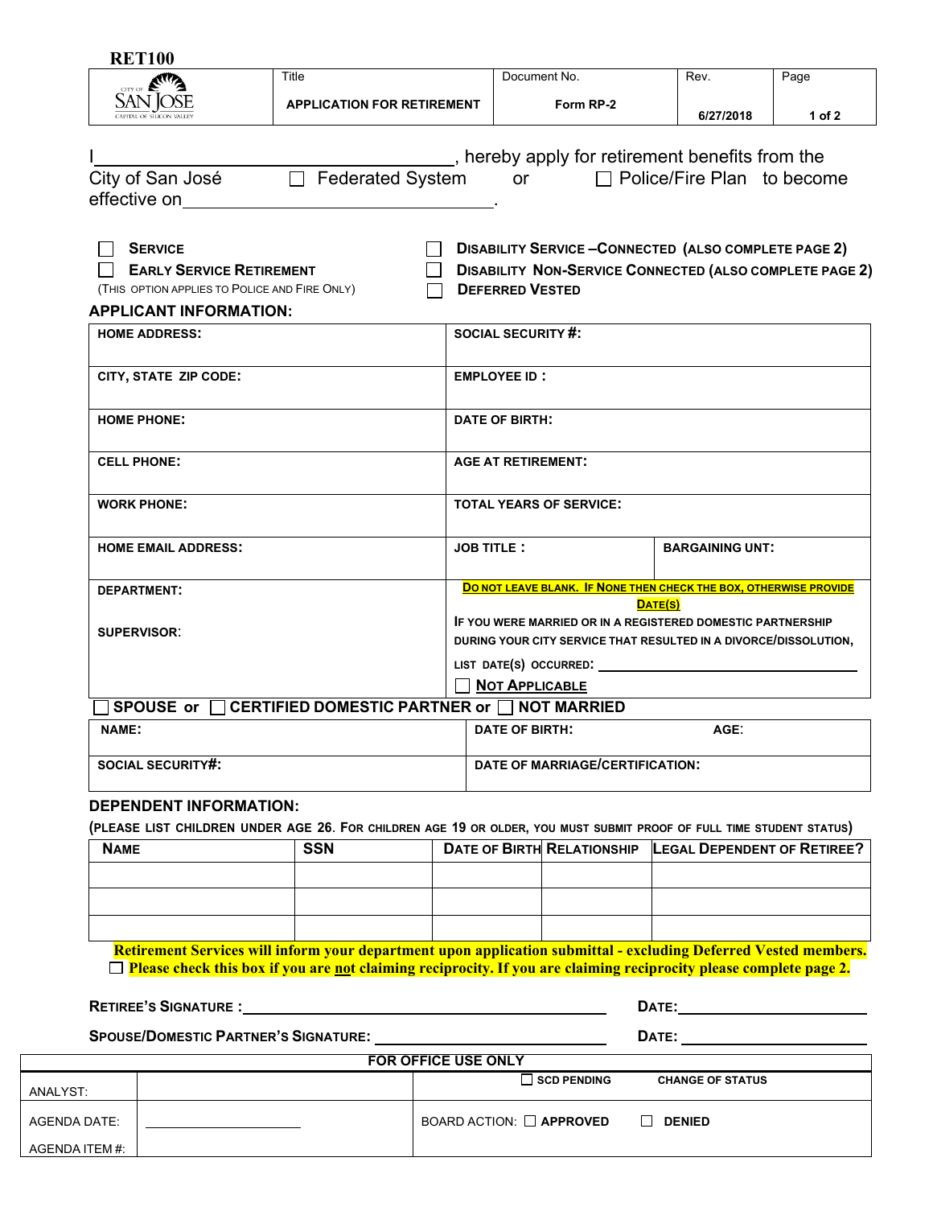RET100

| Title | Document No. | Rev. | Page |
|---|---|---|---|
| APPLICATION FOR RETIREMENT | Form RP-2 | 6/27/2018 | 1 of 2 |

I\_\_\_\_\_\_\_\_\_\_\_\_\_\_\_\_\_\_\_\_\_\_\_\_\_\_\_\_\_\_\_\_\_\_, hereby apply for retirement benefits from the City of San José ☐ Federated System or ☐ Police/Fire Plan to become effective on\_\_\_\_\_\_\_\_\_\_\_\_\_\_\_\_\_\_\_\_\_\_\_\_\_\_\_\_\_\_\_\_\_\_.

☐ **SERVICE**

☐ **EARLY SERVICE RETIREMENT**

(THIS OPTION APPLIES TO POLICE AND FIRE ONLY)

☐ **DISABILITY SERVICE –CONNECTED (ALSO COMPLETE PAGE 2)**

☐ **DISABILITY NON-SERVICE CONNECTED (ALSO COMPLETE PAGE 2)**

☐ **DEFERRED VESTED**

## APPLICANT INFORMATION:

| | | |
|---|---|---|
| **HOME ADDRESS:** | **SOCIAL SECURITY #:** | |
| **CITY, STATE ZIP CODE:** | **EMPLOYEE ID :** | |
| **HOME PHONE:** | **DATE OF BIRTH:** | |
| **CELL PHONE:** | **AGE AT RETIREMENT:** | |
| **WORK PHONE:** | **TOTAL YEARS OF SERVICE:** | |
| **HOME EMAIL ADDRESS:** | **JOB TITLE :** | **BARGAINING UNT:** |
| **DEPARTMENT:**<br><br>**SUPERVISOR:** | **DO NOT LEAVE BLANK. IF NONE THEN CHECK THE BOX, OTHERWISE PROVIDE DATE(S)**<br>IF YOU WERE MARRIED OR IN A REGISTERED DOMESTIC PARTNERSHIP DURING YOUR CITY SERVICE THAT RESULTED IN A DIVORCE/DISSOLUTION, LIST DATE(S) OCCURRED: \_\_\_\_\_\_\_\_\_\_\_\_\_\_\_\_\_\_\_\_<br>☐ **NOT APPLICABLE** | |

☐ **SPOUSE or** ☐ **CERTIFIED DOMESTIC PARTNER or** ☐ **NOT MARRIED**

| | | |
|---|---|---|
| **NAME:** | **DATE OF BIRTH:** | **AGE:** |
| **SOCIAL SECURITY#:** | **DATE OF MARRIAGE/CERTIFICATION:** | |

## DEPENDENT INFORMATION:

**(PLEASE LIST CHILDREN UNDER AGE 26. FOR CHILDREN AGE 19 OR OLDER, YOU MUST SUBMIT PROOF OF FULL TIME STUDENT STATUS)**

| NAME | SSN | DATE OF BIRTH | RELATIONSHIP | LEGAL DEPENDENT OF RETIREE? |
|---|---|---|---|---|
| | | | | |
| | | | | |
| | | | | |

**Retirement Services will inform your department upon application submittal - excluding Deferred Vested members.**

☐ **Please check this box if you are not claiming reciprocity. If you are claiming reciprocity please complete page 2.**

**RETIREE'S SIGNATURE :**\_\_\_\_\_\_\_\_\_\_\_\_\_\_\_\_\_\_\_\_\_\_\_\_\_\_\_\_\_\_\_\_\_\_ **DATE:**\_\_\_\_\_\_\_\_\_\_\_\_\_\_\_\_

**SPOUSE/DOMESTIC PARTNER'S SIGNATURE:** \_\_\_\_\_\_\_\_\_\_\_\_\_\_\_\_\_\_\_\_\_\_\_\_\_\_ **DATE:** \_\_\_\_\_\_\_\_\_\_\_\_\_\_\_\_

| FOR OFFICE USE ONLY | | |
|---|---|---|
| ANALYST: | | ☐ **SCD PENDING** **CHANGE OF STATUS** |
| AGENDA DATE: | \_\_\_\_\_\_\_\_\_\_\_\_\_\_\_\_ | BOARD ACTION: ☐ **APPROVED** ☐ **DENIED** |
| AGENDA ITEM #: | | |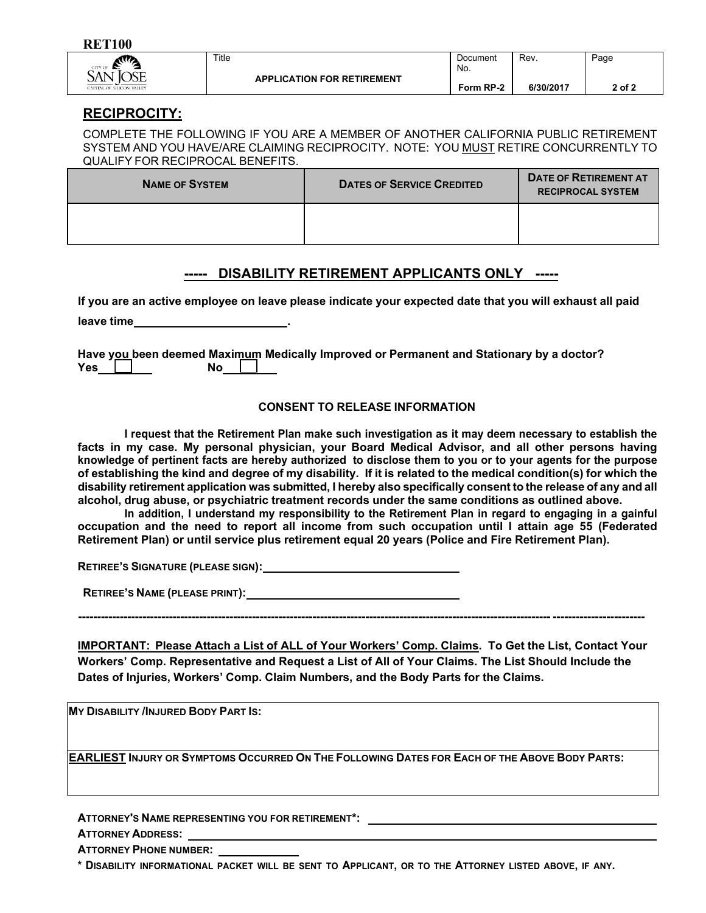## RECIPROCITY:

COMPLETE THE FOLLOWING IF YOU ARE A MEMBER OF ANOTHER CALIFORNIA PUBLIC RETIREMENT SYSTEM AND YOU HAVE/ARE CLAIMING RECIPROCITY. NOTE: YOU MUST RETIRE CONCURRENTLY TO QUALIFY FOR RECIPROCAL BENEFITS.

| NAME OF SYSTEM | DATES OF SERVICE CREDITED | DATE OF RETIREMENT AT RECIPROCAL SYSTEM |
|---|---|---|
| | | |

## ----- DISABILITY RETIREMENT APPLICANTS ONLY -----

**If you are an active employee on leave please indicate your expected date that you will exhaust all paid leave time\_\_\_\_\_\_\_\_\_\_\_\_\_\_\_\_\_\_\_\_\_\_\_\_.**

**Have you been deemed Maximum Medically Improved or Permanent and Stationary by a doctor?**
**Yes** ☐ **No** ☐

### CONSENT TO RELEASE INFORMATION

**I request that the Retirement Plan make such investigation as it may deem necessary to establish the facts in my case. My personal physician, your Board Medical Advisor, and all other persons having knowledge of pertinent facts are hereby authorized to disclose them to you or to your agents for the purpose of establishing the kind and degree of my disability. If it is related to the medical condition(s) for which the disability retirement application was submitted, I hereby also specifically consent to the release of any and all alcohol, drug abuse, or psychiatric treatment records under the same conditions as outlined above.**

**In addition, I understand my responsibility to the Retirement Plan in regard to engaging in a gainful occupation and the need to report all income from such occupation until I attain age 55 (Federated Retirement Plan) or until service plus retirement equal 20 years (Police and Fire Retirement Plan).**

**RETIREE'S SIGNATURE (PLEASE SIGN):**\_\_\_\_\_\_\_\_\_\_\_\_\_\_\_\_\_\_\_\_\_\_\_\_\_\_\_\_\_\_

**RETIREE'S NAME (PLEASE PRINT):**\_\_\_\_\_\_\_\_\_\_\_\_\_\_\_\_\_\_\_\_\_\_\_\_\_\_\_\_\_\_

---

**IMPORTANT: Please Attach a List of ALL of Your Workers' Comp. Claims. To Get the List, Contact Your Workers' Comp. Representative and Request a List of All of Your Claims. The List Should Include the Dates of Injuries, Workers' Comp. Claim Numbers, and the Body Parts for the Claims.**

| |
|---|
| **MY DISABILITY /INJURED BODY PART IS:** |
| **EARLIEST INJURY OR SYMPTOMS OCCURRED ON THE FOLLOWING DATES FOR EACH OF THE ABOVE BODY PARTS:** |

**ATTORNEY'S NAME REPRESENTING YOU FOR RETIREMENT*:** \_\_\_\_\_\_\_\_\_\_\_\_\_\_\_\_\_\_\_\_\_\_\_\_\_\_\_\_\_\_

**ATTORNEY ADDRESS:** \_\_\_\_\_\_\_\_\_\_\_\_\_\_\_\_\_\_\_\_\_\_\_\_\_\_\_\_\_\_

**ATTORNEY PHONE NUMBER:** \_\_\_\_\_\_\_\_\_\_\_\_\_\_

**\* DISABILITY INFORMATIONAL PACKET WILL BE SENT TO APPLICANT, OR TO THE ATTORNEY LISTED ABOVE, IF ANY.**